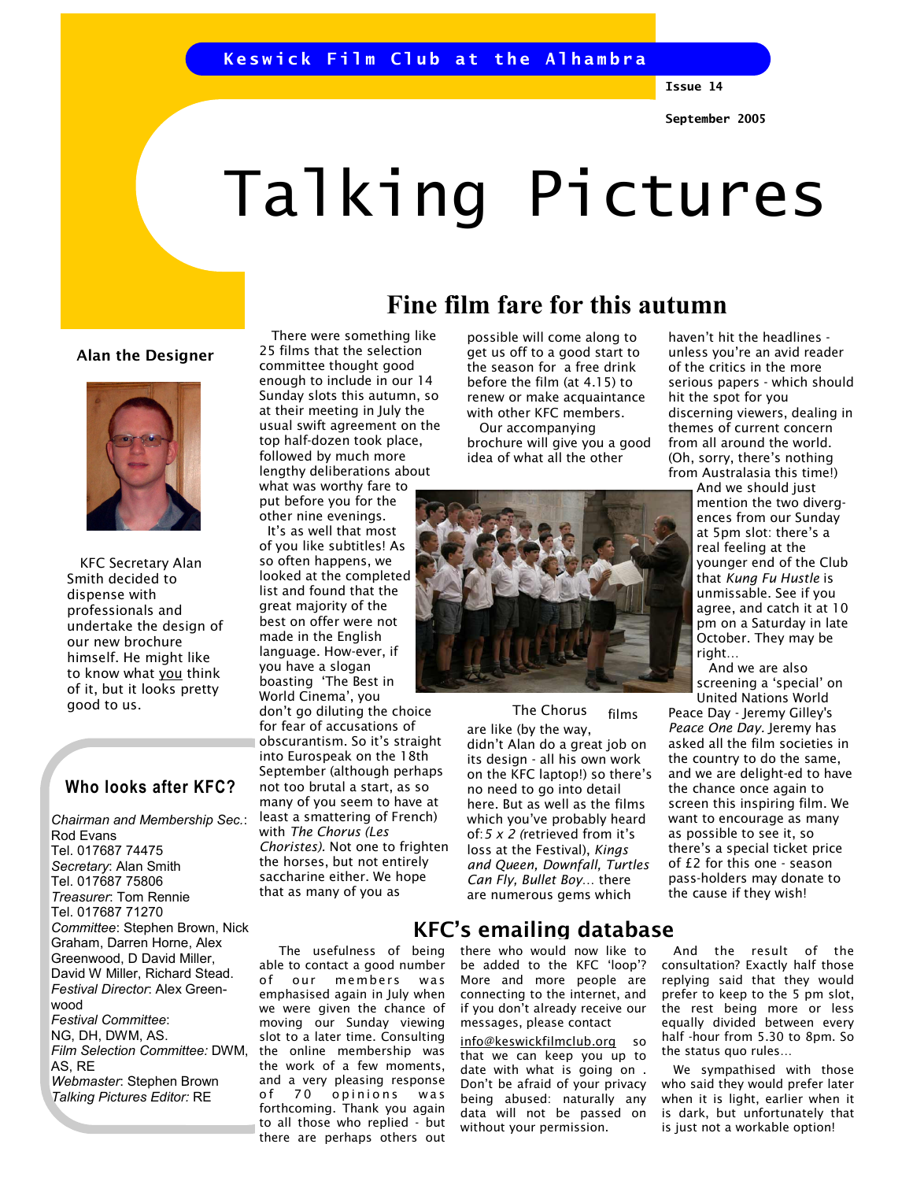Keswick Film Club at the Alhambra

Issue 14

September 2005

# Talking Pictures

## Fine film fare for this autumn

There were something like 25 films that the selection committee thought good enough to include in our 14 Sunday slots this autumn, so at their meeting in July the usual swift agreement on the top half-dozen took place, followed by much more lengthy deliberations about what was worthy fare to put before you for the other nine evenings.

It's as well that most of you like subtitles! As so often happens, we looked at the completed list and found that the great majority of the best on offer were not made in the English language. How-ever, if you have a slogan boasting 'The Best in World Cinema', you don't go diluting the choice for fear of accusations of obscurantism. So it's straight into Eurospeak on the 18th September (although perhaps not too brutal a start, as so many of you seem to have at least a smattering of French) with *The Chorus (Les Choristes).* Not one to frighten the horses, but not entirely saccharine either. We hope that as many of you as possible will come along to get us off to a good start to the season for a free drink before the film (at 4.15) to renew or make acquaintance with other KFC members.

Our accompanying brochure will give you a good idea of what all the other films are like (by the way, didn't Alan do a great job on its design - all his own work on the KFC laptop!) so there's no need to go into detail here. But as well as the films which you've probably heard of: *5 x 2* (retrieved from it's loss at the Festival), *Kings and Queen, Downfall, Turtles Can Fly, Bullet Boy*… there are numerous gems which haven't hit the headlines - unless you're an avid reader of the critics in the more serious papers - which should hit the spot for you discerning viewers, dealing in themes of current concern from all around the world. (Oh, sorry, there's nothing from Australasia this time!)

The Chorus

And we should just mention the two diverg-ences from our Sunday at 5pm slot: there's a real feeling at the younger end of the Club that *Kung Fu Hustle* is unmissable. See if you agree, and catch it at 10 pm on a Saturday in late October. They may be right…

And we are also screening a 'special' on United Nations World Peace Day - Jeremy Gilley's *Peace One Day.* Jeremy has asked all the film societies in the country to do the same, and we are delight-ed to have the chance once again to screen this inspiring film. We want to encourage as many as possible to see it, so there's a special ticket price of £2 for this one - season pass-holders may donate to the cause if they wish!

### Alan the Designer

KFC Secretary Alan Smith decided to dispense with professionals and undertake the design of our new brochure himself. He might like to know what you think of it, but it looks pretty good to us.

### Who looks after KFC?

*Chairman and Membership Sec.*: Rod Evans
Tel. 017687 74475
*Secretary*: Alan Smith
Tel. 017687 75806
*Treasurer*: Tom Rennie
Tel. 017687 71270
*Committee*: Stephen Brown, Nick Graham, Darren Horne, Alex Greenwood, D David Miller, David W Miller, Richard Stead.
*Festival Director*: Alex Greenwood
*Festival Committee*: NG, DH, DWM, AS.
*Film Selection Committee:* DWM, AS, RE
*Webmaster*: Stephen Brown
*Talking Pictures Editor:* RE

## KFC's emailing database

The usefulness of being able to contact a good number of our members was emphasised again in July when we were given the chance of moving our Sunday viewing slot to a later time. Consulting the online membership was the work of a few moments, and a very pleasing response of 70 opinions was forthcoming. Thank you again to all those who replied - but there are perhaps others out there who would now like to be added to the KFC 'loop'? More and more people are connecting to the internet, and if you don't already receive our messages, please contact info@keswickfilmclub.org so that we can keep you up to date with what is going on . Don't be afraid of your privacy being abused: naturally any data will not be passed on without your permission.

And the result of the consultation? Exactly half those replying said that they would prefer to keep to the 5 pm slot, the rest being more or less equally divided between every half -hour from 5.30 to 8pm. So the status quo rules…

We sympathised with those who said they would prefer later when it is light, earlier when it is dark, but unfortunately that is just not a workable option!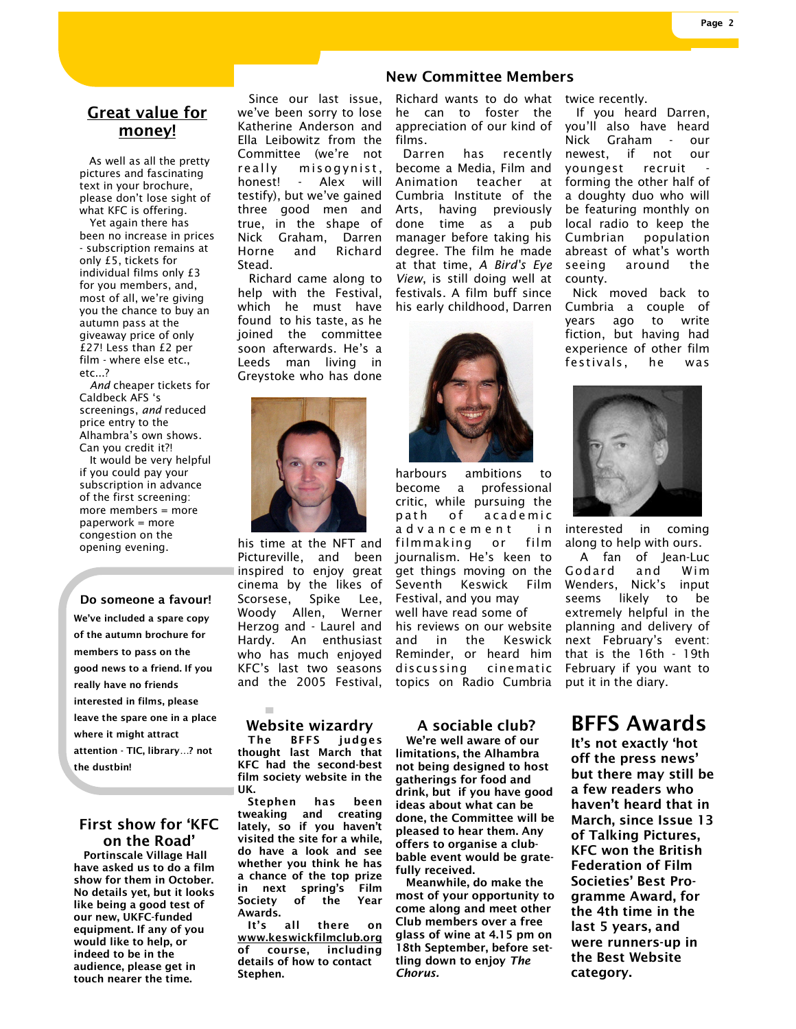## Great value for money!

As well as all the pretty pictures and fascinating text in your brochure, please don't lose sight of what KFC is offering.

Yet again there has been no increase in prices - subscription remains at only £5, tickets for individual films only £3 for you members, and, most of all, we're giving you the chance to buy an autumn pass at the giveaway price of only £27! Less than £2 per film - where else etc., etc...?

*And* cheaper tickets for Caldbeck AFS 's screenings, *and* reduced price entry to the Alhambra's own shows. Can you credit it?!

It would be very helpful if you could pay your subscription in advance of the first screening: more members = more paperwork = more congestion on the opening evening.

### Do someone a favour!

**We've included a spare copy of the autumn brochure for members to pass on the good news to a friend. If you really have no friends interested in films, please leave the spare one in a place where it might attract attention - TIC, library…? not the dustbin!**

### First show for 'KFC on the Road'

**Portinscale Village Hall have asked us to do a film show for them in October. No details yet, but it looks like being a good test of our new, UKFC-funded equipment. If any of you would like to help, or indeed to be in the audience, please get in touch nearer the time.**

## New Committee Members

Since our last issue, we've been sorry to lose Katherine Anderson and Ella Leibowitz from the Committee (we're not really misogynist, honest! - Alex will testify), but we've gained three good men and true, in the shape of Nick Graham, Darren Horne and Richard Stead.

Richard came along to help with the Festival, which he must have found to his taste, as he joined the committee soon afterwards. He's a Leeds man living in Greystoke who has done his time at the NFT and Pictureville, and been inspired to enjoy great cinema by the likes of Scorsese, Spike Lee, Woody Allen, Werner Herzog and - Laurel and Hardy. An enthusiast who has much enjoyed KFC's last two seasons and the 2005 Festival, Richard wants to do what he can to foster the appreciation of our kind of films.

Darren has recently become a Media, Film and Animation teacher at Cumbria Institute of the Arts, having previously done time as a pub manager before taking his degree. The film he made at that time, *A Bird's Eye View*, is still doing well at festivals. A film buff since his early childhood, Darren harbours ambitions to become a professional critic, while pursuing the path of academic advancement in filmmaking or film journalism. He's keen to get things moving on the Seventh Keswick Film Festival, and you may well have read some of his reviews on our website and in the Keswick Reminder, or heard him discussing cinematic topics on Radio Cumbria twice recently.

If you heard Darren, you'll also have heard Nick Graham - our newest, if not our youngest recruit - forming the other half of a doughty duo who will be featuring monthly on local radio to keep the Cumbrian population abreast of what's worth seeing around the county.

Nick moved back to Cumbria a couple of years ago to write fiction, but having had experience of other film festivals, he was interested in coming along to help with ours.

A fan of Jean-Luc Godard and Wim Wenders, Nick's input seems likely to be extremely helpful in the planning and delivery of next February's event: that is the 16th - 19th February if you want to put it in the diary.

### Website wizardry

**The BFFS judges thought last March that KFC had the second-best film society website in the UK.**

**Stephen has been tweaking and creating lately, so if you haven't visited the site for a while, do have a look and see whether you think he has a chance of the top prize in next spring's Film Society of the Year Awards.**

**It's all there on www.keswickfilmclub.org of course, including details of how to contact Stephen.**

### A sociable club?

**We're well aware of our limitations, the Alhambra not being designed to host gatherings for food and drink, but if you have good ideas about what can be done, the Committee will be pleased to hear them. Any offers to organise a clubbable event would be gratefully received.**

**Meanwhile, do make the most of your opportunity to come along and meet other Club members over a free glass of wine at 4.15 pm on 18th September, before settling down to enjoy *The Chorus.***

## BFFS Awards

**It's not exactly 'hot off the press news' but there may still be a few readers who haven't heard that in March, since Issue 13 of Talking Pictures, KFC won the British Federation of Film Societies' Best Programme Award, for the 4th time in the last 5 years, and were runners-up in the Best Website category.**